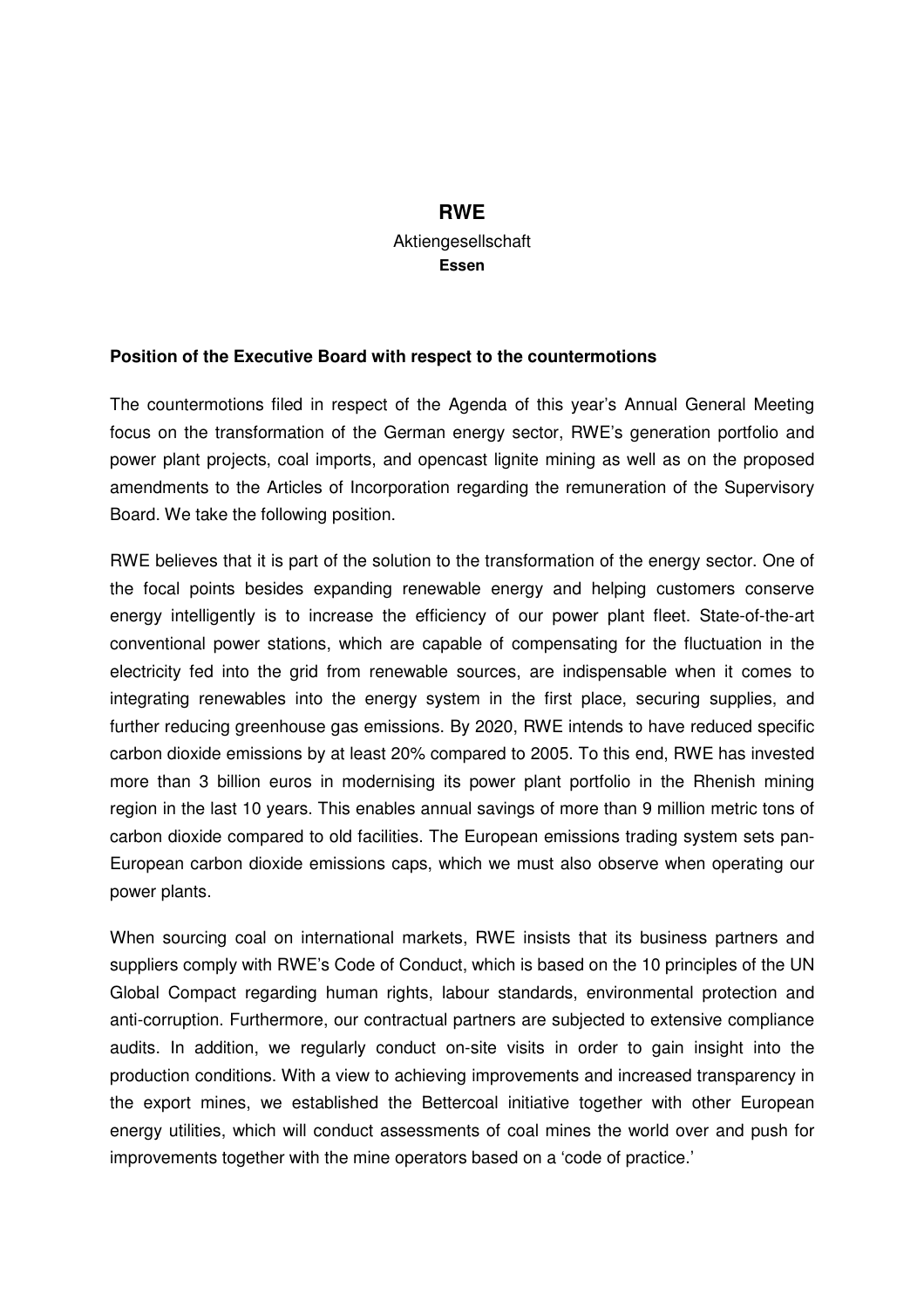**RWE**
Aktiengesellschaft
**Essen**

**Position of the Executive Board with respect to the countermotions**

The countermotions filed in respect of the Agenda of this year's Annual General Meeting focus on the transformation of the German energy sector, RWE's generation portfolio and power plant projects, coal imports, and opencast lignite mining as well as on the proposed amendments to the Articles of Incorporation regarding the remuneration of the Supervisory Board. We take the following position.

RWE believes that it is part of the solution to the transformation of the energy sector. One of the focal points besides expanding renewable energy and helping customers conserve energy intelligently is to increase the efficiency of our power plant fleet. State-of-the-art conventional power stations, which are capable of compensating for the fluctuation in the electricity fed into the grid from renewable sources, are indispensable when it comes to integrating renewables into the energy system in the first place, securing supplies, and further reducing greenhouse gas emissions. By 2020, RWE intends to have reduced specific carbon dioxide emissions by at least 20% compared to 2005. To this end, RWE has invested more than 3 billion euros in modernising its power plant portfolio in the Rhenish mining region in the last 10 years. This enables annual savings of more than 9 million metric tons of carbon dioxide compared to old facilities. The European emissions trading system sets pan-European carbon dioxide emissions caps, which we must also observe when operating our power plants.

When sourcing coal on international markets, RWE insists that its business partners and suppliers comply with RWE's Code of Conduct, which is based on the 10 principles of the UN Global Compact regarding human rights, labour standards, environmental protection and anti-corruption. Furthermore, our contractual partners are subjected to extensive compliance audits. In addition, we regularly conduct on-site visits in order to gain insight into the production conditions. With a view to achieving improvements and increased transparency in the export mines, we established the Bettercoal initiative together with other European energy utilities, which will conduct assessments of coal mines the world over and push for improvements together with the mine operators based on a 'code of practice.'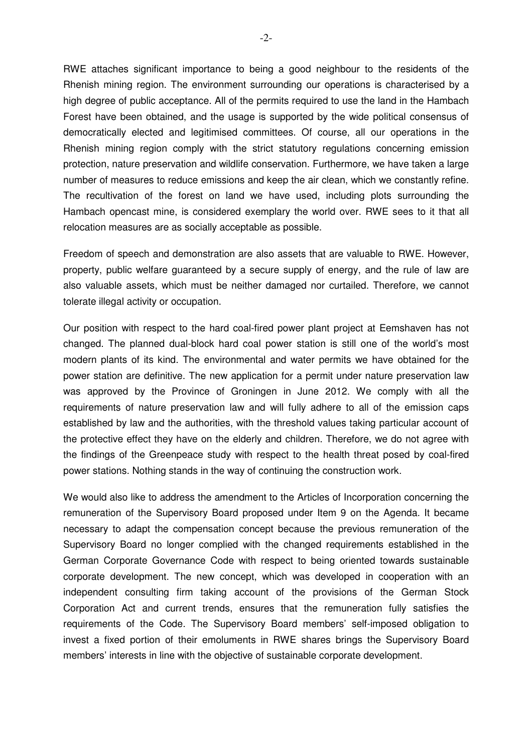RWE attaches significant importance to being a good neighbour to the residents of the Rhenish mining region. The environment surrounding our operations is characterised by a high degree of public acceptance. All of the permits required to use the land in the Hambach Forest have been obtained, and the usage is supported by the wide political consensus of democratically elected and legitimised committees. Of course, all our operations in the Rhenish mining region comply with the strict statutory regulations concerning emission protection, nature preservation and wildlife conservation. Furthermore, we have taken a large number of measures to reduce emissions and keep the air clean, which we constantly refine. The recultivation of the forest on land we have used, including plots surrounding the Hambach opencast mine, is considered exemplary the world over. RWE sees to it that all relocation measures are as socially acceptable as possible.

Freedom of speech and demonstration are also assets that are valuable to RWE. However, property, public welfare guaranteed by a secure supply of energy, and the rule of law are also valuable assets, which must be neither damaged nor curtailed. Therefore, we cannot tolerate illegal activity or occupation.

Our position with respect to the hard coal-fired power plant project at Eemshaven has not changed. The planned dual-block hard coal power station is still one of the world's most modern plants of its kind. The environmental and water permits we have obtained for the power station are definitive. The new application for a permit under nature preservation law was approved by the Province of Groningen in June 2012. We comply with all the requirements of nature preservation law and will fully adhere to all of the emission caps established by law and the authorities, with the threshold values taking particular account of the protective effect they have on the elderly and children. Therefore, we do not agree with the findings of the Greenpeace study with respect to the health threat posed by coal-fired power stations. Nothing stands in the way of continuing the construction work.

We would also like to address the amendment to the Articles of Incorporation concerning the remuneration of the Supervisory Board proposed under Item 9 on the Agenda. It became necessary to adapt the compensation concept because the previous remuneration of the Supervisory Board no longer complied with the changed requirements established in the German Corporate Governance Code with respect to being oriented towards sustainable corporate development. The new concept, which was developed in cooperation with an independent consulting firm taking account of the provisions of the German Stock Corporation Act and current trends, ensures that the remuneration fully satisfies the requirements of the Code. The Supervisory Board members' self-imposed obligation to invest a fixed portion of their emoluments in RWE shares brings the Supervisory Board members' interests in line with the objective of sustainable corporate development.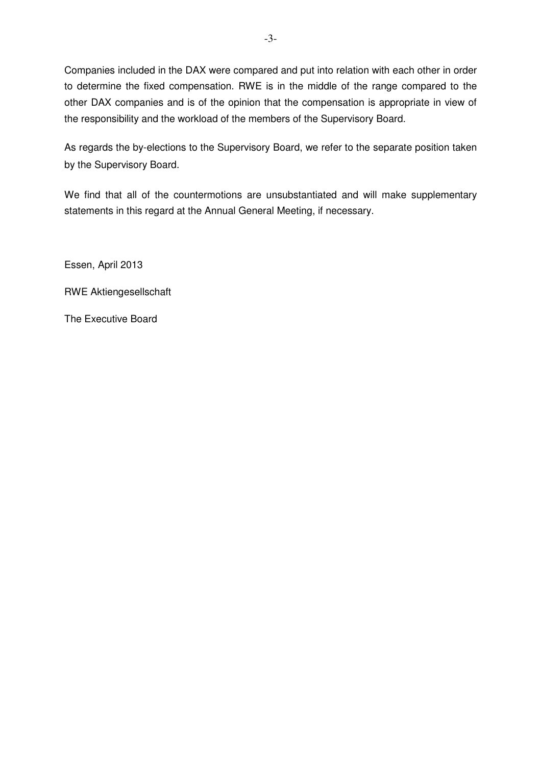Companies included in the DAX were compared and put into relation with each other in order to determine the fixed compensation. RWE is in the middle of the range compared to the other DAX companies and is of the opinion that the compensation is appropriate in view of the responsibility and the workload of the members of the Supervisory Board.

As regards the by-elections to the Supervisory Board, we refer to the separate position taken by the Supervisory Board.

We find that all of the countermotions are unsubstantiated and will make supplementary statements in this regard at the Annual General Meeting, if necessary.

Essen, April 2013

RWE Aktiengesellschaft

The Executive Board